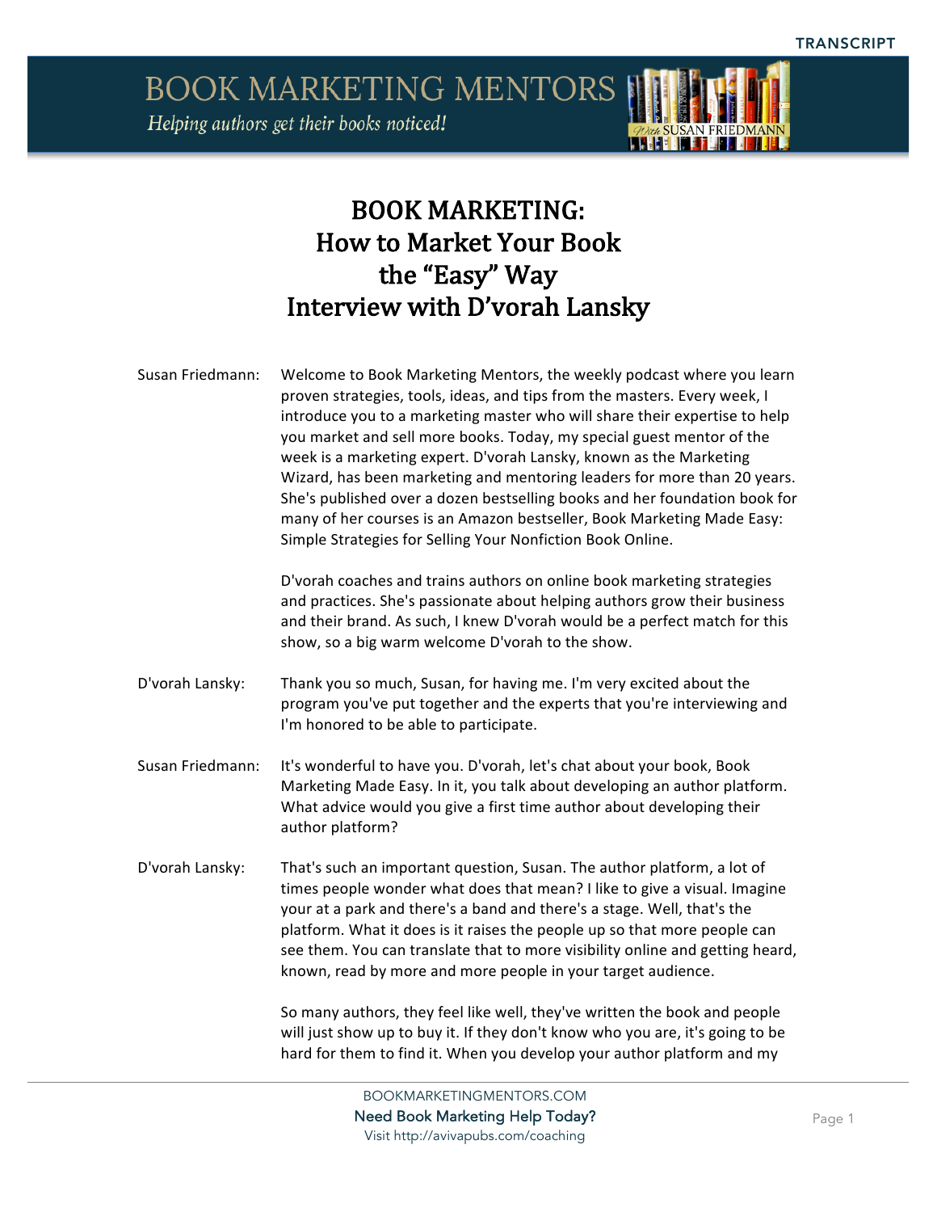# BOOK MARKETING: How to Market Your Book the "Easy" Way Interview with D'vorah Lansky

Susan Friedmann: Welcome to Book Marketing Mentors, the weekly podcast where you learn proven strategies, tools, ideas, and tips from the masters. Every week, I introduce you to a marketing master who will share their expertise to help you market and sell more books. Today, my special guest mentor of the week is a marketing expert. D'vorah Lansky, known as the Marketing Wizard, has been marketing and mentoring leaders for more than 20 years. She's published over a dozen bestselling books and her foundation book for many of her courses is an Amazon bestseller, Book Marketing Made Easy: Simple Strategies for Selling Your Nonfiction Book Online.

D'vorah coaches and trains authors on online book marketing strategies and practices. She's passionate about helping authors grow their business and their brand. As such, I knew D'vorah would be a perfect match for this show, so a big warm welcome D'vorah to the show.

D'vorah Lansky: Thank you so much, Susan, for having me. I'm very excited about the program you've put together and the experts that you're interviewing and I'm honored to be able to participate.

Susan Friedmann: It's wonderful to have you. D'vorah, let's chat about your book, Book Marketing Made Easy. In it, you talk about developing an author platform. What advice would you give a first time author about developing their author platform?

D'vorah Lansky: That's such an important question, Susan. The author platform, a lot of times people wonder what does that mean? I like to give a visual. Imagine your at a park and there's a band and there's a stage. Well, that's the platform. What it does is it raises the people up so that more people can see them. You can translate that to more visibility online and getting heard, known, read by more and more people in your target audience.

So many authors, they feel like well, they've written the book and people will just show up to buy it. If they don't know who you are, it's going to be hard for them to find it. When you develop your author platform and my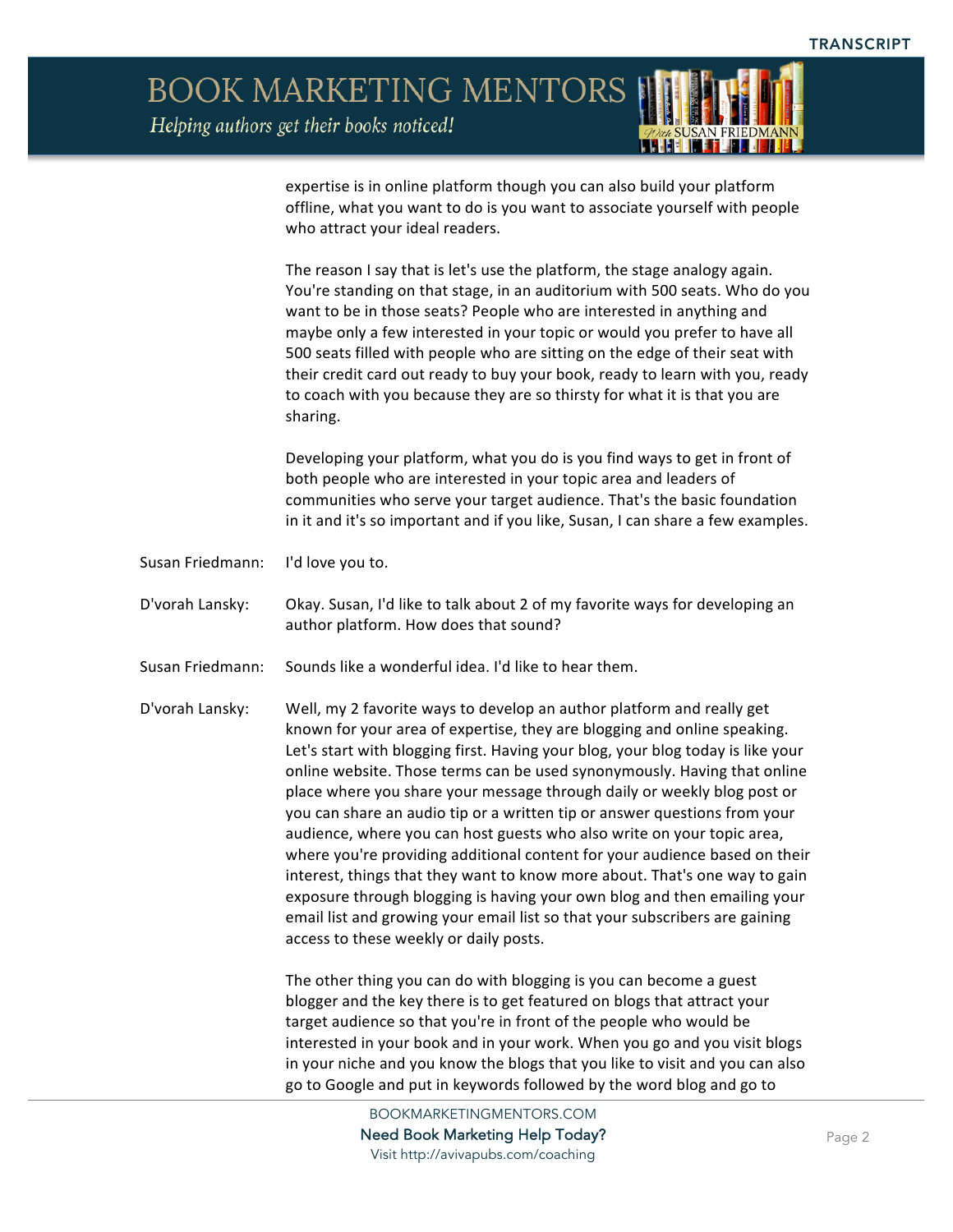expertise is in online platform though you can also build your platform offline, what you want to do is you want to associate yourself with people who attract your ideal readers.

The reason I say that is let's use the platform, the stage analogy again. You're standing on that stage, in an auditorium with 500 seats. Who do you want to be in those seats? People who are interested in anything and maybe only a few interested in your topic or would you prefer to have all 500 seats filled with people who are sitting on the edge of their seat with their credit card out ready to buy your book, ready to learn with you, ready to coach with you because they are so thirsty for what it is that you are sharing.

Developing your platform, what you do is you find ways to get in front of both people who are interested in your topic area and leaders of communities who serve your target audience. That's the basic foundation in it and it's so important and if you like, Susan, I can share a few examples.

Susan Friedmann: I'd love you to.

D'vorah Lansky: Okay. Susan, I'd like to talk about 2 of my favorite ways for developing an author platform. How does that sound?

Susan Friedmann: Sounds like a wonderful idea. I'd like to hear them.

D'vorah Lansky: Well, my 2 favorite ways to develop an author platform and really get known for your area of expertise, they are blogging and online speaking. Let's start with blogging first. Having your blog, your blog today is like your online website. Those terms can be used synonymously. Having that online place where you share your message through daily or weekly blog post or you can share an audio tip or a written tip or answer questions from your audience, where you can host guests who also write on your topic area, where you're providing additional content for your audience based on their interest, things that they want to know more about. That's one way to gain exposure through blogging is having your own blog and then emailing your email list and growing your email list so that your subscribers are gaining access to these weekly or daily posts.

The other thing you can do with blogging is you can become a guest blogger and the key there is to get featured on blogs that attract your target audience so that you're in front of the people who would be interested in your book and in your work. When you go and you visit blogs in your niche and you know the blogs that you like to visit and you can also go to Google and put in keywords followed by the word blog and go to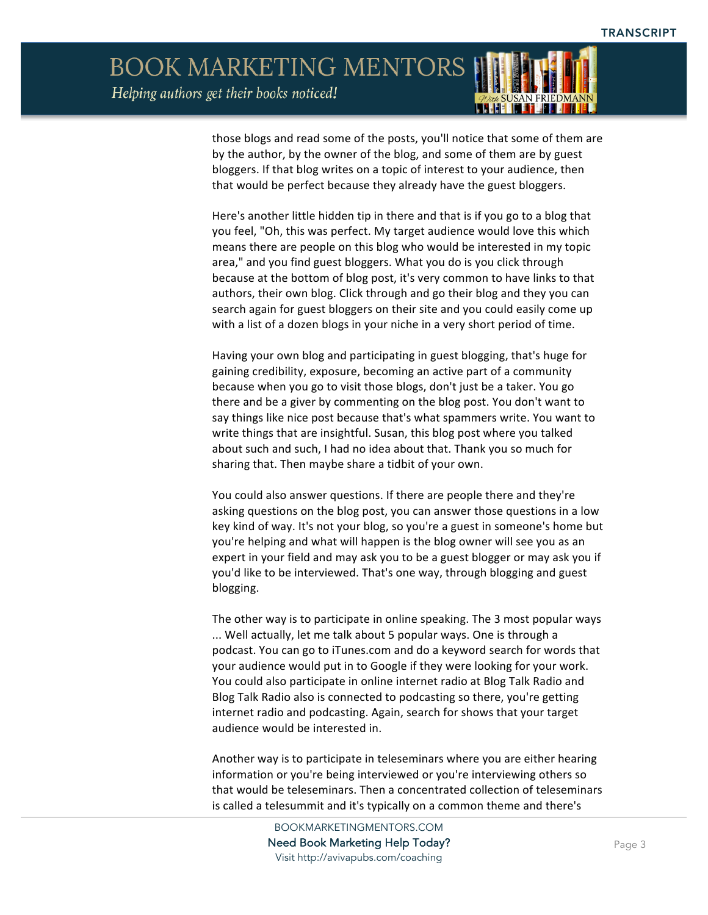those blogs and read some of the posts, you'll notice that some of them are by the author, by the owner of the blog, and some of them are by guest bloggers. If that blog writes on a topic of interest to your audience, then that would be perfect because they already have the guest bloggers.

Here's another little hidden tip in there and that is if you go to a blog that you feel, "Oh, this was perfect. My target audience would love this which means there are people on this blog who would be interested in my topic area," and you find guest bloggers. What you do is you click through because at the bottom of blog post, it's very common to have links to that authors, their own blog. Click through and go their blog and they you can search again for guest bloggers on their site and you could easily come up with a list of a dozen blogs in your niche in a very short period of time.

Having your own blog and participating in guest blogging, that's huge for gaining credibility, exposure, becoming an active part of a community because when you go to visit those blogs, don't just be a taker. You go there and be a giver by commenting on the blog post. You don't want to say things like nice post because that's what spammers write. You want to write things that are insightful. Susan, this blog post where you talked about such and such, I had no idea about that. Thank you so much for sharing that. Then maybe share a tidbit of your own.

You could also answer questions. If there are people there and they're asking questions on the blog post, you can answer those questions in a low key kind of way. It's not your blog, so you're a guest in someone's home but you're helping and what will happen is the blog owner will see you as an expert in your field and may ask you to be a guest blogger or may ask you if you'd like to be interviewed. That's one way, through blogging and guest blogging.

The other way is to participate in online speaking. The 3 most popular ways ... Well actually, let me talk about 5 popular ways. One is through a podcast. You can go to iTunes.com and do a keyword search for words that your audience would put in to Google if they were looking for your work. You could also participate in online internet radio at Blog Talk Radio and Blog Talk Radio also is connected to podcasting so there, you're getting internet radio and podcasting. Again, search for shows that your target audience would be interested in.

Another way is to participate in teleseminars where you are either hearing information or you're being interviewed or you're interviewing others so that would be teleseminars. Then a concentrated collection of teleseminars is called a telesummit and it's typically on a common theme and there's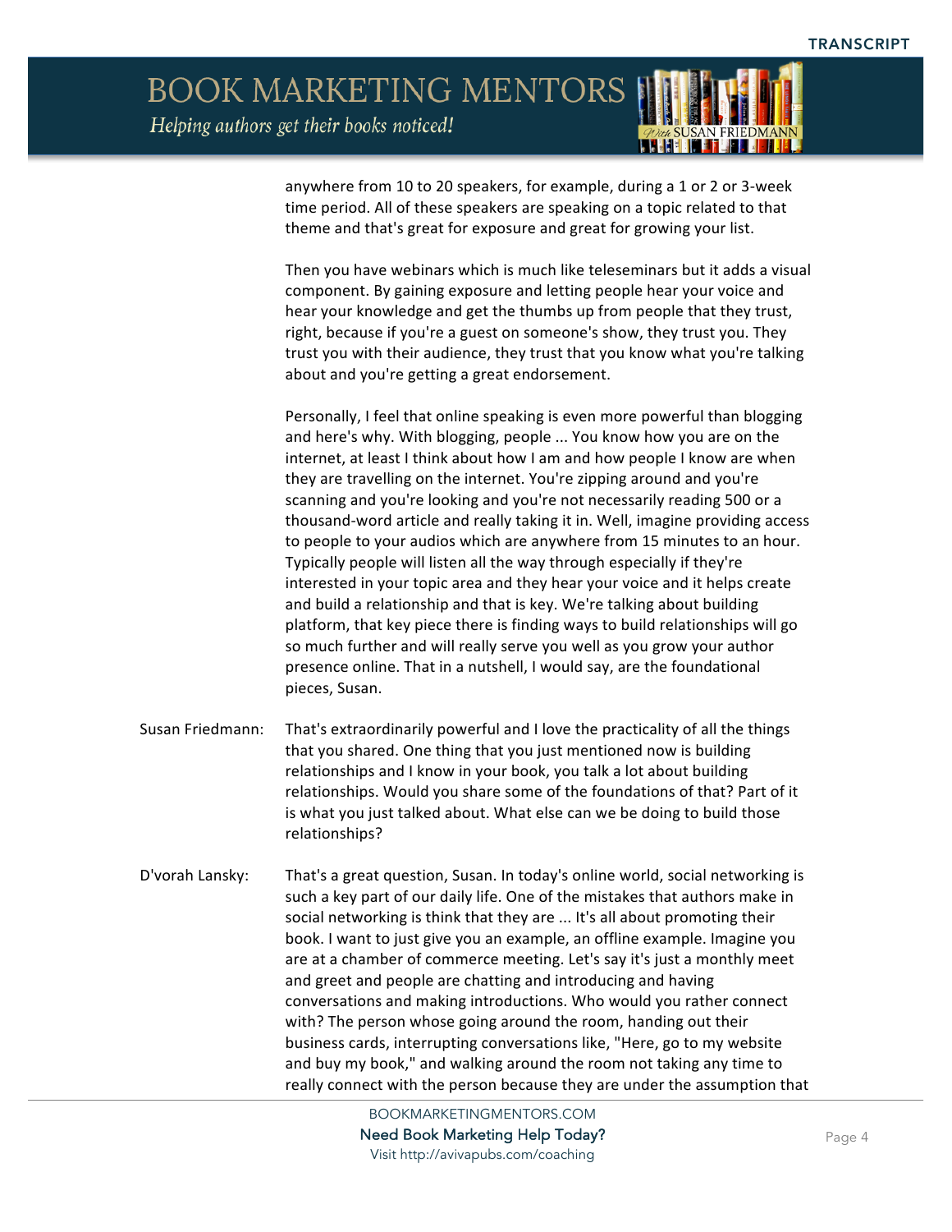anywhere from 10 to 20 speakers, for example, during a 1 or 2 or 3-week time period. All of these speakers are speaking on a topic related to that theme and that's great for exposure and great for growing your list.

Then you have webinars which is much like teleseminars but it adds a visual component. By gaining exposure and letting people hear your voice and hear your knowledge and get the thumbs up from people that they trust, right, because if you're a guest on someone's show, they trust you. They trust you with their audience, they trust that you know what you're talking about and you're getting a great endorsement.

Personally, I feel that online speaking is even more powerful than blogging and here's why. With blogging, people ... You know how you are on the internet, at least I think about how I am and how people I know are when they are travelling on the internet. You're zipping around and you're scanning and you're looking and you're not necessarily reading 500 or a thousand-word article and really taking it in. Well, imagine providing access to people to your audios which are anywhere from 15 minutes to an hour. Typically people will listen all the way through especially if they're interested in your topic area and they hear your voice and it helps create and build a relationship and that is key. We're talking about building platform, that key piece there is finding ways to build relationships will go so much further and will really serve you well as you grow your author presence online. That in a nutshell, I would say, are the foundational pieces, Susan.

Susan Friedmann: That's extraordinarily powerful and I love the practicality of all the things that you shared. One thing that you just mentioned now is building relationships and I know in your book, you talk a lot about building relationships. Would you share some of the foundations of that? Part of it is what you just talked about. What else can we be doing to build those relationships?

D'vorah Lansky: That's a great question, Susan. In today's online world, social networking is such a key part of our daily life. One of the mistakes that authors make in social networking is think that they are ... It's all about promoting their book. I want to just give you an example, an offline example. Imagine you are at a chamber of commerce meeting. Let's say it's just a monthly meet and greet and people are chatting and introducing and having conversations and making introductions. Who would you rather connect with? The person whose going around the room, handing out their business cards, interrupting conversations like, "Here, go to my website and buy my book," and walking around the room not taking any time to really connect with the person because they are under the assumption that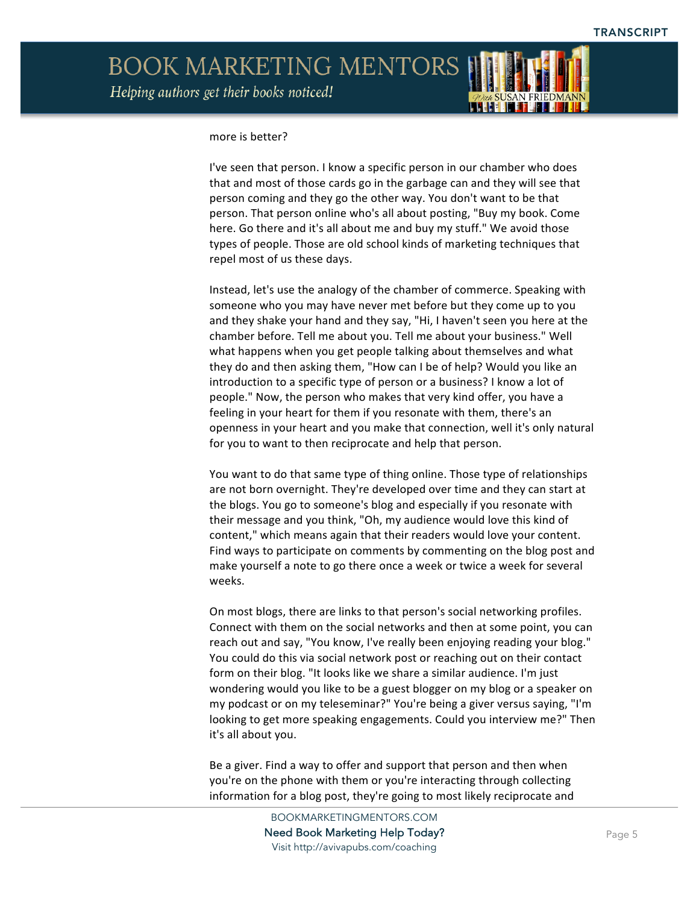more is better?

I've seen that person. I know a specific person in our chamber who does that and most of those cards go in the garbage can and they will see that person coming and they go the other way. You don't want to be that person. That person online who's all about posting, "Buy my book. Come here. Go there and it's all about me and buy my stuff." We avoid those types of people. Those are old school kinds of marketing techniques that repel most of us these days.

Instead, let's use the analogy of the chamber of commerce. Speaking with someone who you may have never met before but they come up to you and they shake your hand and they say, "Hi, I haven't seen you here at the chamber before. Tell me about you. Tell me about your business." Well what happens when you get people talking about themselves and what they do and then asking them, "How can I be of help? Would you like an introduction to a specific type of person or a business? I know a lot of people." Now, the person who makes that very kind offer, you have a feeling in your heart for them if you resonate with them, there's an openness in your heart and you make that connection, well it's only natural for you to want to then reciprocate and help that person.

You want to do that same type of thing online. Those type of relationships are not born overnight. They're developed over time and they can start at the blogs. You go to someone's blog and especially if you resonate with their message and you think, "Oh, my audience would love this kind of content," which means again that their readers would love your content. Find ways to participate on comments by commenting on the blog post and make yourself a note to go there once a week or twice a week for several weeks.

On most blogs, there are links to that person's social networking profiles. Connect with them on the social networks and then at some point, you can reach out and say, "You know, I've really been enjoying reading your blog." You could do this via social network post or reaching out on their contact form on their blog. "It looks like we share a similar audience. I'm just wondering would you like to be a guest blogger on my blog or a speaker on my podcast or on my teleseminar?" You're being a giver versus saying, "I'm looking to get more speaking engagements. Could you interview me?" Then it's all about you.

Be a giver. Find a way to offer and support that person and then when you're on the phone with them or you're interacting through collecting information for a blog post, they're going to most likely reciprocate and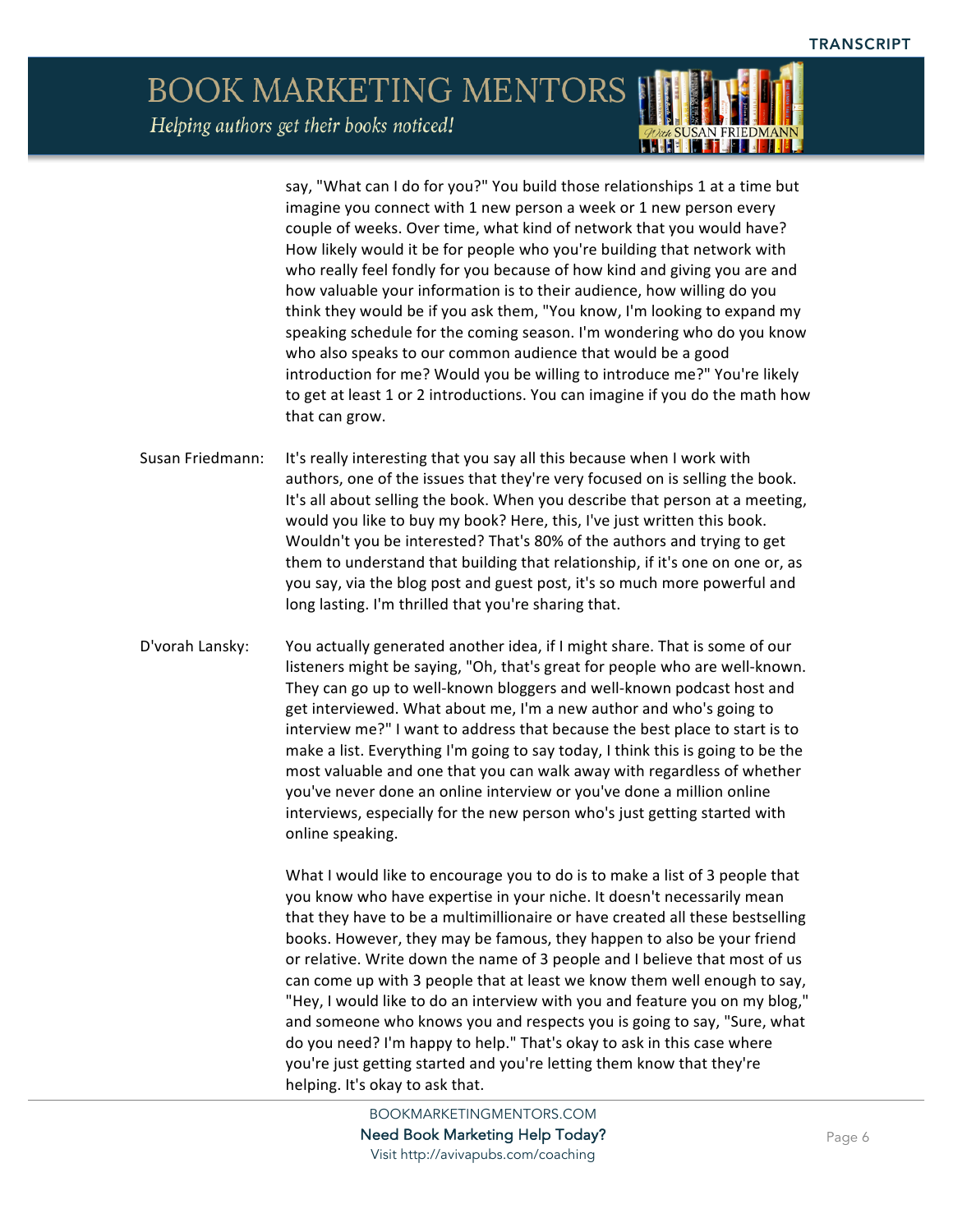say, "What can I do for you?" You build those relationships 1 at a time but imagine you connect with 1 new person a week or 1 new person every couple of weeks. Over time, what kind of network that you would have? How likely would it be for people who you're building that network with who really feel fondly for you because of how kind and giving you are and how valuable your information is to their audience, how willing do you think they would be if you ask them, "You know, I'm looking to expand my speaking schedule for the coming season. I'm wondering who do you know who also speaks to our common audience that would be a good introduction for me? Would you be willing to introduce me?" You're likely to get at least 1 or 2 introductions. You can imagine if you do the math how that can grow.

Susan Friedmann: It's really interesting that you say all this because when I work with authors, one of the issues that they're very focused on is selling the book. It's all about selling the book. When you describe that person at a meeting, would you like to buy my book? Here, this, I've just written this book. Wouldn't you be interested? That's 80% of the authors and trying to get them to understand that building that relationship, if it's one on one or, as you say, via the blog post and guest post, it's so much more powerful and long lasting. I'm thrilled that you're sharing that.

D'vorah Lansky: You actually generated another idea, if I might share. That is some of our listeners might be saying, "Oh, that's great for people who are well-known. They can go up to well-known bloggers and well-known podcast host and get interviewed. What about me, I'm a new author and who's going to interview me?" I want to address that because the best place to start is to make a list. Everything I'm going to say today, I think this is going to be the most valuable and one that you can walk away with regardless of whether you've never done an online interview or you've done a million online interviews, especially for the new person who's just getting started with online speaking.

What I would like to encourage you to do is to make a list of 3 people that you know who have expertise in your niche. It doesn't necessarily mean that they have to be a multimillionaire or have created all these bestselling books. However, they may be famous, they happen to also be your friend or relative. Write down the name of 3 people and I believe that most of us can come up with 3 people that at least we know them well enough to say, "Hey, I would like to do an interview with you and feature you on my blog," and someone who knows you and respects you is going to say, "Sure, what do you need? I'm happy to help." That's okay to ask in this case where you're just getting started and you're letting them know that they're helping. It's okay to ask that.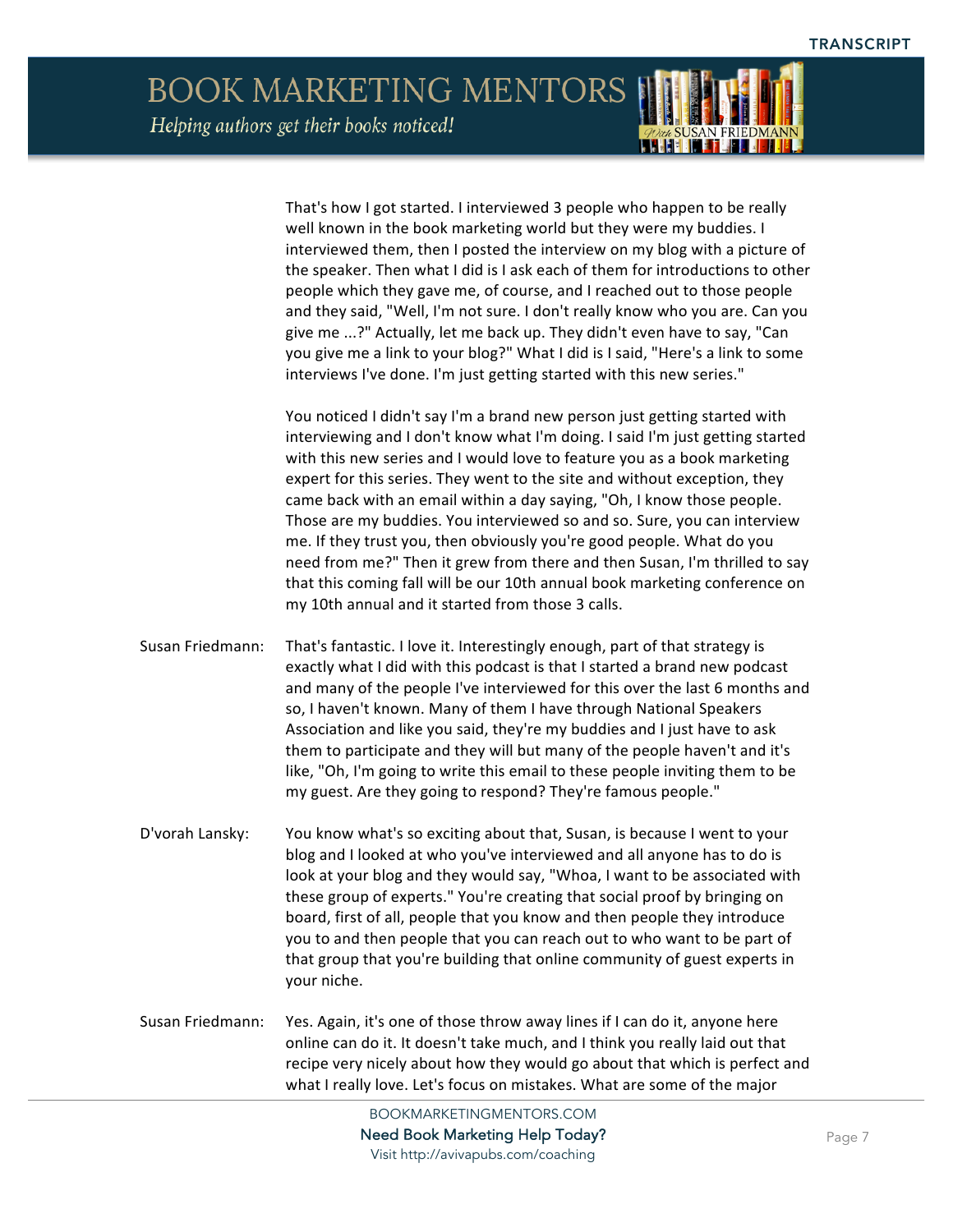That's how I got started. I interviewed 3 people who happen to be really well known in the book marketing world but they were my buddies. I interviewed them, then I posted the interview on my blog with a picture of the speaker. Then what I did is I ask each of them for introductions to other people which they gave me, of course, and I reached out to those people and they said, "Well, I'm not sure. I don't really know who you are. Can you give me ...?" Actually, let me back up. They didn't even have to say, "Can you give me a link to your blog?" What I did is I said, "Here's a link to some interviews I've done. I'm just getting started with this new series."

You noticed I didn't say I'm a brand new person just getting started with interviewing and I don't know what I'm doing. I said I'm just getting started with this new series and I would love to feature you as a book marketing expert for this series. They went to the site and without exception, they came back with an email within a day saying, "Oh, I know those people. Those are my buddies. You interviewed so and so. Sure, you can interview me. If they trust you, then obviously you're good people. What do you need from me?" Then it grew from there and then Susan, I'm thrilled to say that this coming fall will be our 10th annual book marketing conference on my 10th annual and it started from those 3 calls.

Susan Friedmann: That's fantastic. I love it. Interestingly enough, part of that strategy is exactly what I did with this podcast is that I started a brand new podcast and many of the people I've interviewed for this over the last 6 months and so, I haven't known. Many of them I have through National Speakers Association and like you said, they're my buddies and I just have to ask them to participate and they will but many of the people haven't and it's like, "Oh, I'm going to write this email to these people inviting them to be my guest. Are they going to respond? They're famous people."

D'vorah Lansky: You know what's so exciting about that, Susan, is because I went to your blog and I looked at who you've interviewed and all anyone has to do is look at your blog and they would say, "Whoa, I want to be associated with these group of experts." You're creating that social proof by bringing on board, first of all, people that you know and then people they introduce you to and then people that you can reach out to who want to be part of that group that you're building that online community of guest experts in your niche.

Susan Friedmann: Yes. Again, it's one of those throw away lines if I can do it, anyone here online can do it. It doesn't take much, and I think you really laid out that recipe very nicely about how they would go about that which is perfect and what I really love. Let's focus on mistakes. What are some of the major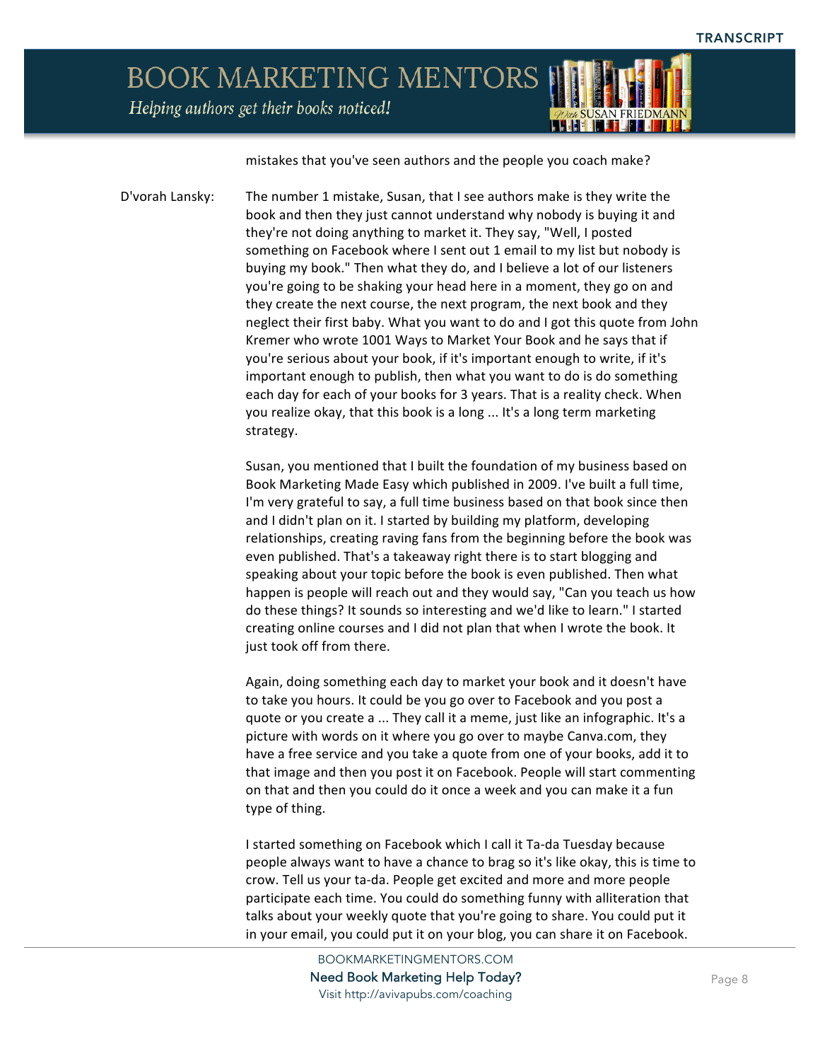mistakes that you've seen authors and the people you coach make?

D'vorah Lansky: The number 1 mistake, Susan, that I see authors make is they write the book and then they just cannot understand why nobody is buying it and they're not doing anything to market it. They say, "Well, I posted something on Facebook where I sent out 1 email to my list but nobody is buying my book." Then what they do, and I believe a lot of our listeners you're going to be shaking your head here in a moment, they go on and they create the next course, the next program, the next book and they neglect their first baby. What you want to do and I got this quote from John Kremer who wrote 1001 Ways to Market Your Book and he says that if you're serious about your book, if it's important enough to write, if it's important enough to publish, then what you want to do is do something each day for each of your books for 3 years. That is a reality check. When you realize okay, that this book is a long ... It's a long term marketing strategy.

Susan, you mentioned that I built the foundation of my business based on Book Marketing Made Easy which published in 2009. I've built a full time, I'm very grateful to say, a full time business based on that book since then and I didn't plan on it. I started by building my platform, developing relationships, creating raving fans from the beginning before the book was even published. That's a takeaway right there is to start blogging and speaking about your topic before the book is even published. Then what happen is people will reach out and they would say, "Can you teach us how do these things? It sounds so interesting and we'd like to learn." I started creating online courses and I did not plan that when I wrote the book. It just took off from there.

Again, doing something each day to market your book and it doesn't have to take you hours. It could be you go over to Facebook and you post a quote or you create a ... They call it a meme, just like an infographic. It's a picture with words on it where you go over to maybe Canva.com, they have a free service and you take a quote from one of your books, add it to that image and then you post it on Facebook. People will start commenting on that and then you could do it once a week and you can make it a fun type of thing.

I started something on Facebook which I call it Ta-da Tuesday because people always want to have a chance to brag so it's like okay, this is time to crow. Tell us your ta-da. People get excited and more and more people participate each time. You could do something funny with alliteration that talks about your weekly quote that you're going to share. You could put it in your email, you could put it on your blog, you can share it on Facebook.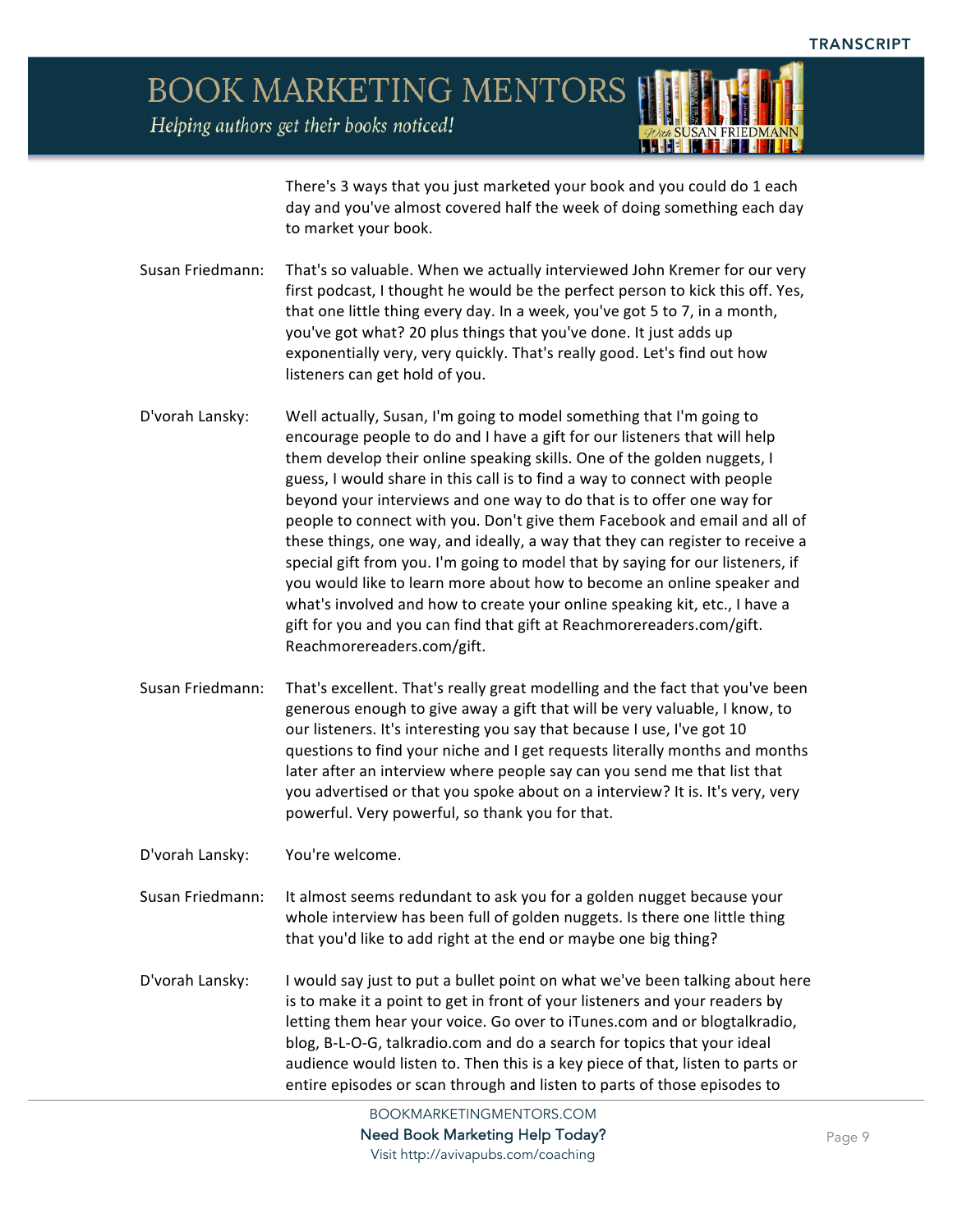There's 3 ways that you just marketed your book and you could do 1 each day and you've almost covered half the week of doing something each day to market your book.

**Susan Friedmann:** That's so valuable. When we actually interviewed John Kremer for our very first podcast, I thought he would be the perfect person to kick this off. Yes, that one little thing every day. In a week, you've got 5 to 7, in a month, you've got what? 20 plus things that you've done. It just adds up exponentially very, very quickly. That's really good. Let's find out how listeners can get hold of you.

**D'vorah Lansky:** Well actually, Susan, I'm going to model something that I'm going to encourage people to do and I have a gift for our listeners that will help them develop their online speaking skills. One of the golden nuggets, I guess, I would share in this call is to find a way to connect with people beyond your interviews and one way to do that is to offer one way for people to connect with you. Don't give them Facebook and email and all of these things, one way, and ideally, a way that they can register to receive a special gift from you. I'm going to model that by saying for our listeners, if you would like to learn more about how to become an online speaker and what's involved and how to create your online speaking kit, etc., I have a gift for you and you can find that gift at Reachmorereaders.com/gift. Reachmorereaders.com/gift.

**Susan Friedmann:** That's excellent. That's really great modelling and the fact that you've been generous enough to give away a gift that will be very valuable, I know, to our listeners. It's interesting you say that because I use, I've got 10 questions to find your niche and I get requests literally months and months later after an interview where people say can you send me that list that you advertised or that you spoke about on a interview? It is. It's very, very powerful. Very powerful, so thank you for that.

**D'vorah Lansky:** You're welcome.

**Susan Friedmann:** It almost seems redundant to ask you for a golden nugget because your whole interview has been full of golden nuggets. Is there one little thing that you'd like to add right at the end or maybe one big thing?

**D'vorah Lansky:** I would say just to put a bullet point on what we've been talking about here is to make it a point to get in front of your listeners and your readers by letting them hear your voice. Go over to iTunes.com and or blogtalkradio, blog, B-L-O-G, talkradio.com and do a search for topics that your ideal audience would listen to. Then this is a key piece of that, listen to parts or entire episodes or scan through and listen to parts of those episodes to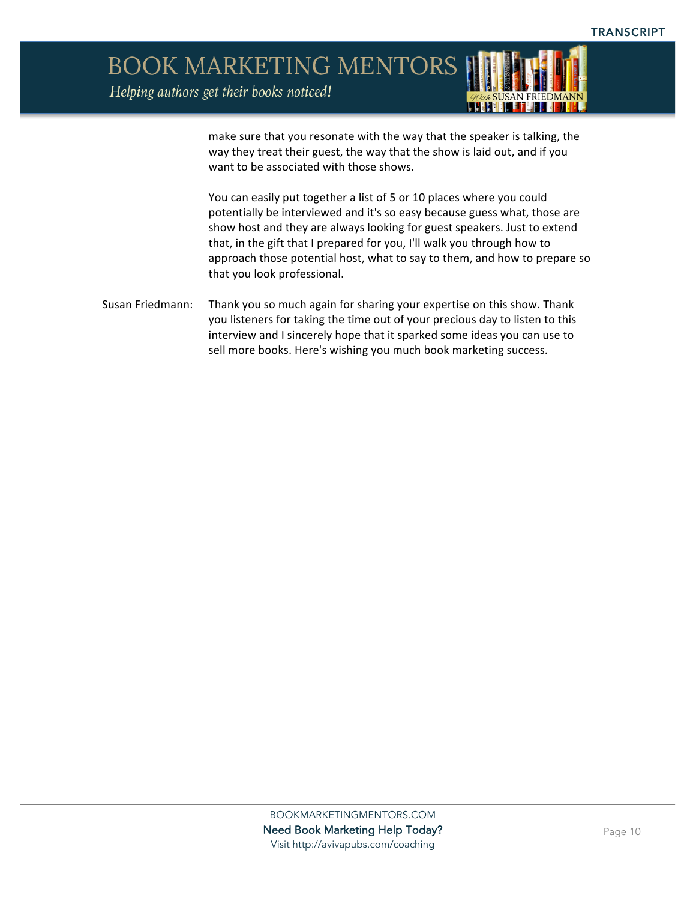make sure that you resonate with the way that the speaker is talking, the way they treat their guest, the way that the show is laid out, and if you want to be associated with those shows.

You can easily put together a list of 5 or 10 places where you could potentially be interviewed and it's so easy because guess what, those are show host and they are always looking for guest speakers. Just to extend that, in the gift that I prepared for you, I'll walk you through how to approach those potential host, what to say to them, and how to prepare so that you look professional.

Susan Friedmann: Thank you so much again for sharing your expertise on this show. Thank you listeners for taking the time out of your precious day to listen to this interview and I sincerely hope that it sparked some ideas you can use to sell more books. Here's wishing you much book marketing success.